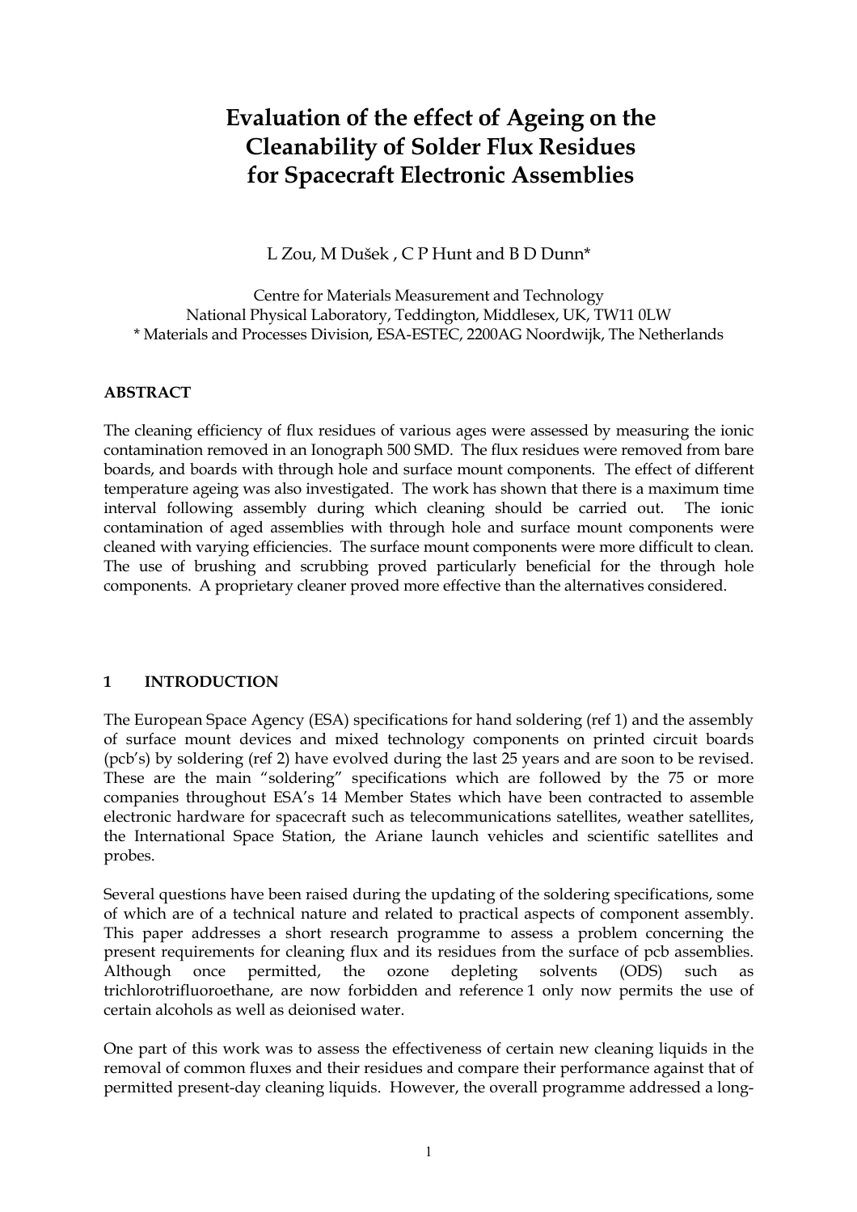# Evaluation of the effect of Ageing on the Cleanability of Solder Flux Residues for Spacecraft Electronic Assemblies

L Zou, M Dušek , C P Hunt and B D Dunn*

Centre for Materials Measurement and Technology
National Physical Laboratory, Teddington, Middlesex, UK, TW11 0LW
* Materials and Processes Division, ESA-ESTEC, 2200AG Noordwijk, The Netherlands

## ABSTRACT

The cleaning efficiency of flux residues of various ages were assessed by measuring the ionic contamination removed in an Ionograph 500 SMD. The flux residues were removed from bare boards, and boards with through hole and surface mount components. The effect of different temperature ageing was also investigated. The work has shown that there is a maximum time interval following assembly during which cleaning should be carried out. The ionic contamination of aged assemblies with through hole and surface mount components were cleaned with varying efficiencies. The surface mount components were more difficult to clean. The use of brushing and scrubbing proved particularly beneficial for the through hole components. A proprietary cleaner proved more effective than the alternatives considered.

## 1 INTRODUCTION

The European Space Agency (ESA) specifications for hand soldering (ref 1) and the assembly of surface mount devices and mixed technology components on printed circuit boards (pcb's) by soldering (ref 2) have evolved during the last 25 years and are soon to be revised. These are the main "soldering" specifications which are followed by the 75 or more companies throughout ESA's 14 Member States which have been contracted to assemble electronic hardware for spacecraft such as telecommunications satellites, weather satellites, the International Space Station, the Ariane launch vehicles and scientific satellites and probes.

Several questions have been raised during the updating of the soldering specifications, some of which are of a technical nature and related to practical aspects of component assembly. This paper addresses a short research programme to assess a problem concerning the present requirements for cleaning flux and its residues from the surface of pcb assemblies. Although once permitted, the ozone depleting solvents (ODS) such as trichlorotrifluoroethane, are now forbidden and reference 1 only now permits the use of certain alcohols as well as deionised water.

One part of this work was to assess the effectiveness of certain new cleaning liquids in the removal of common fluxes and their residues and compare their performance against that of permitted present-day cleaning liquids. However, the overall programme addressed a long-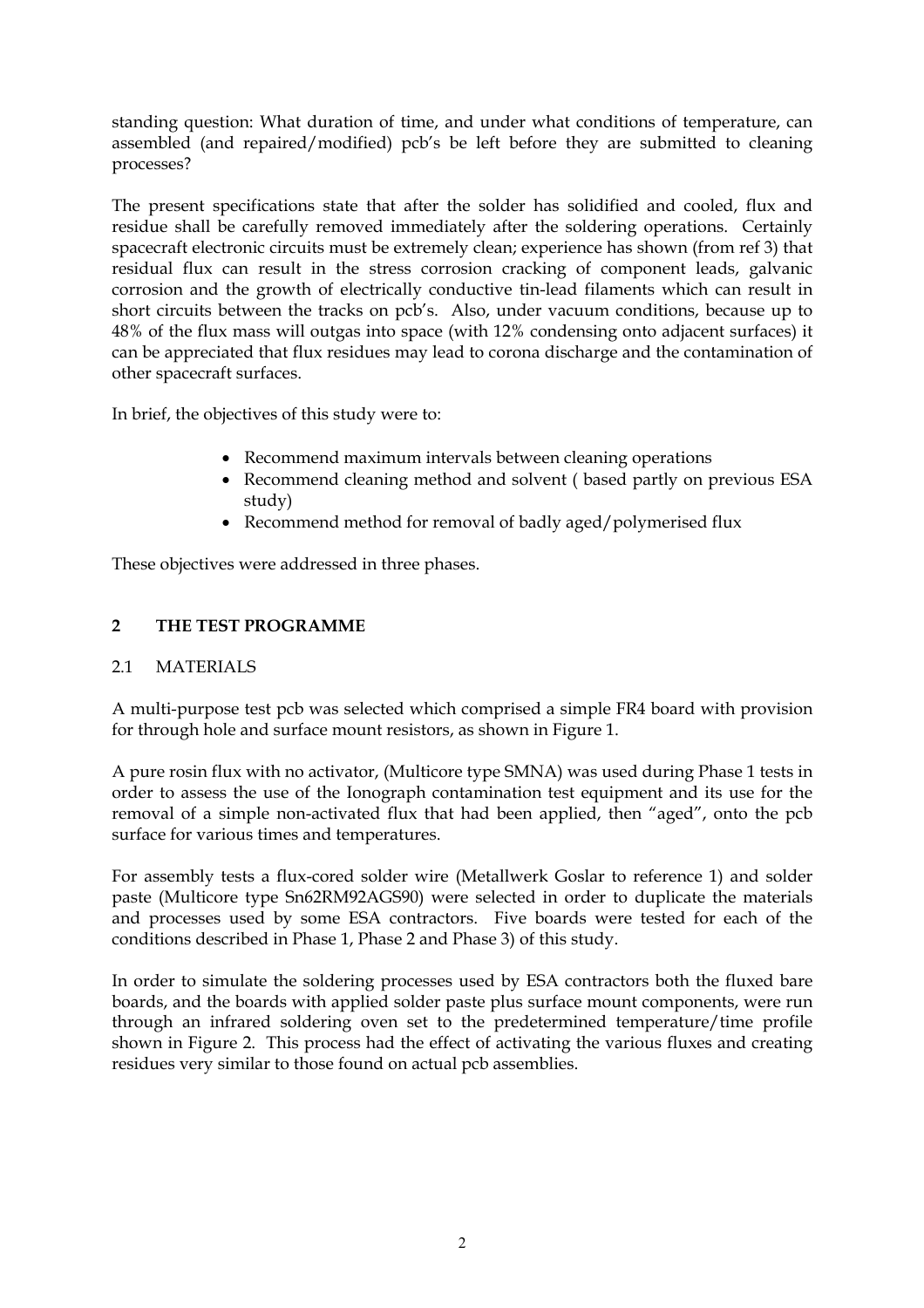standing question: What duration of time, and under what conditions of temperature, can assembled (and repaired/modified) pcb's be left before they are submitted to cleaning processes?

The present specifications state that after the solder has solidified and cooled, flux and residue shall be carefully removed immediately after the soldering operations. Certainly spacecraft electronic circuits must be extremely clean; experience has shown (from ref 3) that residual flux can result in the stress corrosion cracking of component leads, galvanic corrosion and the growth of electrically conductive tin-lead filaments which can result in short circuits between the tracks on pcb's. Also, under vacuum conditions, because up to 48% of the flux mass will outgas into space (with 12% condensing onto adjacent surfaces) it can be appreciated that flux residues may lead to corona discharge and the contamination of other spacecraft surfaces.

In brief, the objectives of this study were to:

- Recommend maximum intervals between cleaning operations
- Recommend cleaning method and solvent ( based partly on previous ESA study)
- Recommend method for removal of badly aged/polymerised flux

These objectives were addressed in three phases.

## 2 THE TEST PROGRAMME

### 2.1 MATERIALS

A multi-purpose test pcb was selected which comprised a simple FR4 board with provision for through hole and surface mount resistors, as shown in Figure 1.

A pure rosin flux with no activator, (Multicore type SMNA) was used during Phase 1 tests in order to assess the use of the Ionograph contamination test equipment and its use for the removal of a simple non-activated flux that had been applied, then "aged", onto the pcb surface for various times and temperatures.

For assembly tests a flux-cored solder wire (Metallwerk Goslar to reference 1) and solder paste (Multicore type Sn62RM92AGS90) were selected in order to duplicate the materials and processes used by some ESA contractors. Five boards were tested for each of the conditions described in Phase 1, Phase 2 and Phase 3) of this study.

In order to simulate the soldering processes used by ESA contractors both the fluxed bare boards, and the boards with applied solder paste plus surface mount components, were run through an infrared soldering oven set to the predetermined temperature/time profile shown in Figure 2. This process had the effect of activating the various fluxes and creating residues very similar to those found on actual pcb assemblies.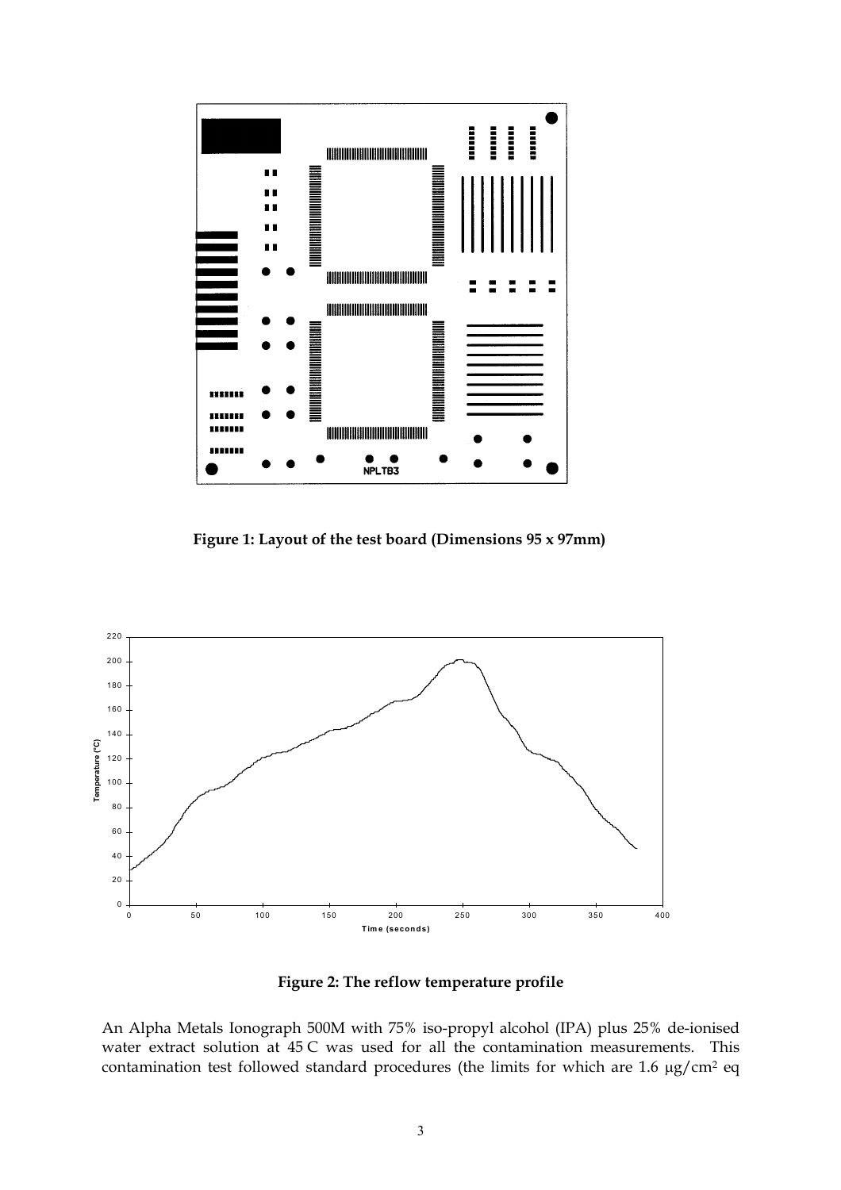**Figure 1: Layout of the test board (Dimensions 95 x 97mm)**

**Figure 2: The reflow temperature profile**

An Alpha Metals Ionograph 500M with 75% iso-propyl alcohol (IPA) plus 25% de-ionised water extract solution at 45 C was used for all the contamination measurements. This contamination test followed standard procedures (the limits for which are 1.6 µg/cm² eq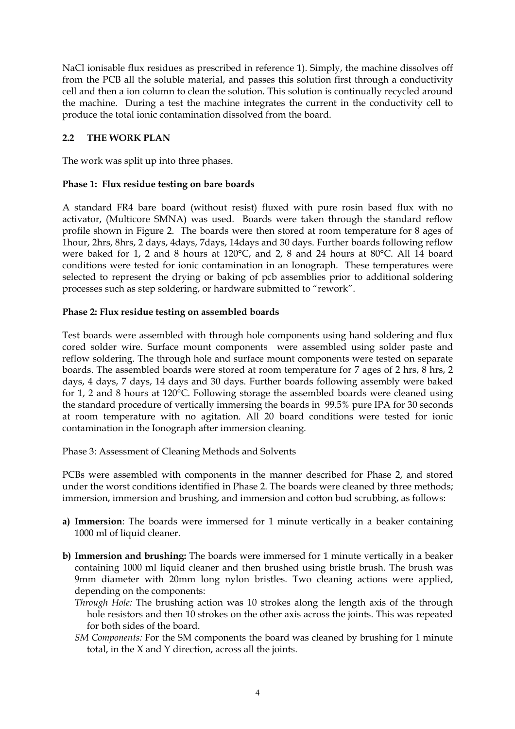NaCl ionisable flux residues as prescribed in reference 1). Simply, the machine dissolves off from the PCB all the soluble material, and passes this solution first through a conductivity cell and then a ion column to clean the solution. This solution is continually recycled around the machine. During a test the machine integrates the current in the conductivity cell to produce the total ionic contamination dissolved from the board.

## 2.2 THE WORK PLAN

The work was split up into three phases.

**Phase 1: Flux residue testing on bare boards**

A standard FR4 bare board (without resist) fluxed with pure rosin based flux with no activator, (Multicore SMNA) was used. Boards were taken through the standard reflow profile shown in Figure 2. The boards were then stored at room temperature for 8 ages of 1hour, 2hrs, 8hrs, 2 days, 4days, 7days, 14days and 30 days. Further boards following reflow were baked for 1, 2 and 8 hours at 120°C, and 2, 8 and 24 hours at 80°C. All 14 board conditions were tested for ionic contamination in an Ionograph. These temperatures were selected to represent the drying or baking of pcb assemblies prior to additional soldering processes such as step soldering, or hardware submitted to "rework".

**Phase 2: Flux residue testing on assembled boards**

Test boards were assembled with through hole components using hand soldering and flux cored solder wire. Surface mount components were assembled using solder paste and reflow soldering. The through hole and surface mount components were tested on separate boards. The assembled boards were stored at room temperature for 7 ages of 2 hrs, 8 hrs, 2 days, 4 days, 7 days, 14 days and 30 days. Further boards following assembly were baked for 1, 2 and 8 hours at 120°C. Following storage the assembled boards were cleaned using the standard procedure of vertically immersing the boards in 99.5% pure IPA for 30 seconds at room temperature with no agitation. All 20 board conditions were tested for ionic contamination in the Ionograph after immersion cleaning.

Phase 3: Assessment of Cleaning Methods and Solvents

PCBs were assembled with components in the manner described for Phase 2, and stored under the worst conditions identified in Phase 2. The boards were cleaned by three methods; immersion, immersion and brushing, and immersion and cotton bud scrubbing, as follows:

a) **Immersion**: The boards were immersed for 1 minute vertically in a beaker containing 1000 ml of liquid cleaner.

b) **Immersion and brushing:** The boards were immersed for 1 minute vertically in a beaker containing 1000 ml liquid cleaner and then brushed using bristle brush. The brush was 9mm diameter with 20mm long nylon bristles. Two cleaning actions were applied, depending on the components:
   - *Through Hole:* The brushing action was 10 strokes along the length axis of the through hole resistors and then 10 strokes on the other axis across the joints. This was repeated for both sides of the board.
   - *SM Components:* For the SM components the board was cleaned by brushing for 1 minute total, in the X and Y direction, across all the joints.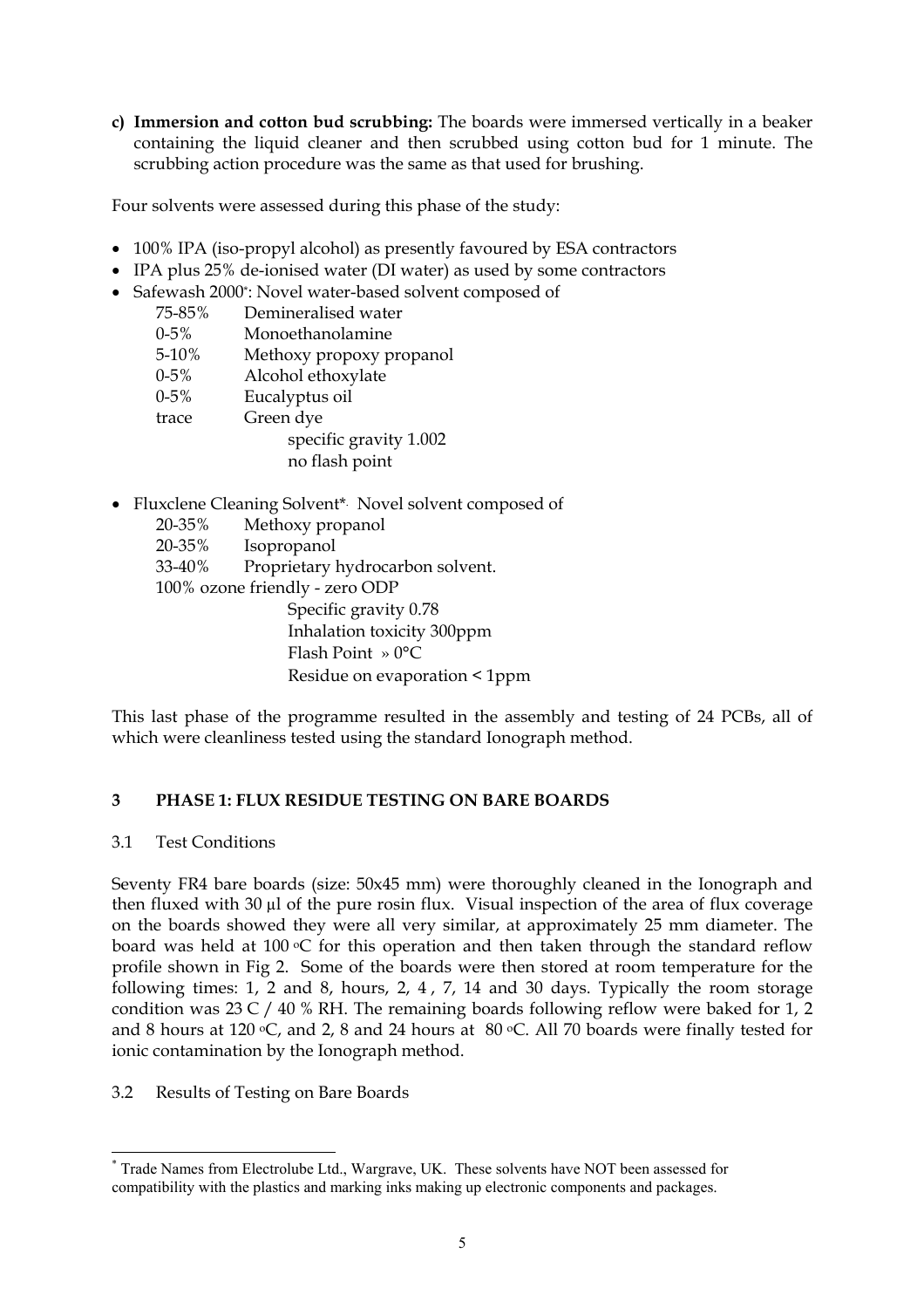**c) Immersion and cotton bud scrubbing:** The boards were immersed vertically in a beaker containing the liquid cleaner and then scrubbed using cotton bud for 1 minute. The scrubbing action procedure was the same as that used for brushing.

Four solvents were assessed during this phase of the study:

- 100% IPA (iso-propyl alcohol) as presently favoured by ESA contractors
- IPA plus 25% de-ionised water (DI water) as used by some contractors
- Safewash 2000*: Novel water-based solvent composed of
  - 75-85% Demineralised water
  - 0-5% Monoethanolamine
  - 5-10% Methoxy propoxy propanol
  - 0-5% Alcohol ethoxylate
  - 0-5% Eucalyptus oil
  - trace Green dye
  
  specific gravity 1.002
  no flash point

- Fluxclene Cleaning Solvent*. Novel solvent composed of
  - 20-35% Methoxy propanol
  - 20-35% Isopropanol
  - 33-40% Proprietary hydrocarbon solvent.
  
  100% ozone friendly - zero ODP
  
  Specific gravity 0.78
  Inhalation toxicity 300ppm
  Flash Point » 0°C
  Residue on evaporation < 1ppm

This last phase of the programme resulted in the assembly and testing of 24 PCBs, all of which were cleanliness tested using the standard Ionograph method.

## 3 PHASE 1: FLUX RESIDUE TESTING ON BARE BOARDS

### 3.1 Test Conditions

Seventy FR4 bare boards (size: 50x45 mm) were thoroughly cleaned in the Ionograph and then fluxed with 30 µl of the pure rosin flux. Visual inspection of the area of flux coverage on the boards showed they were all very similar, at approximately 25 mm diameter. The board was held at 100 °C for this operation and then taken through the standard reflow profile shown in Fig 2. Some of the boards were then stored at room temperature for the following times: 1, 2 and 8, hours, 2, 4 , 7, 14 and 30 days. Typically the room storage condition was 23 C / 40 % RH. The remaining boards following reflow were baked for 1, 2 and 8 hours at 120 °C, and 2, 8 and 24 hours at 80 °C. All 70 boards were finally tested for ionic contamination by the Ionograph method.

### 3.2 Results of Testing on Bare Boards

* Trade Names from Electrolube Ltd., Wargrave, UK. These solvents have NOT been assessed for compatibility with the plastics and marking inks making up electronic components and packages.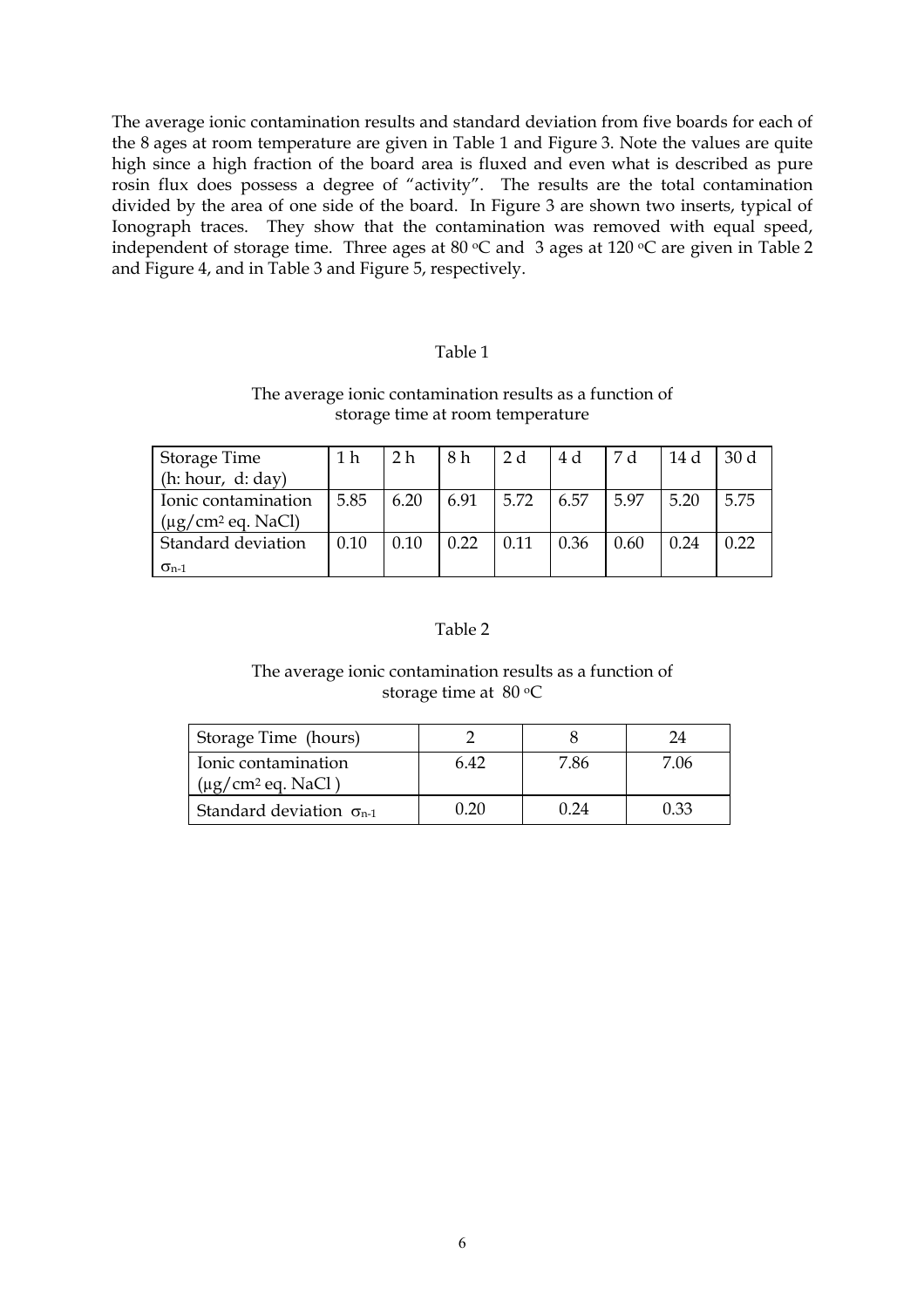The average ionic contamination results and standard deviation from five boards for each of the 8 ages at room temperature are given in Table 1 and Figure 3. Note the values are quite high since a high fraction of the board area is fluxed and even what is described as pure rosin flux does possess a degree of "activity". The results are the total contamination divided by the area of one side of the board. In Figure 3 are shown two inserts, typical of Ionograph traces. They show that the contamination was removed with equal speed, independent of storage time. Three ages at 80 °C and 3 ages at 120 °C are given in Table 2 and Figure 4, and in Table 3 and Figure 5, respectively.

Table 1

The average ionic contamination results as a function of storage time at room temperature

| Storage Time (h: hour, d: day) | 1 h | 2 h | 8 h | 2 d | 4 d | 7 d | 14 d | 30 d |
|---|---|---|---|---|---|---|---|---|
| Ionic contamination ($\mu g/cm^2$ eq. NaCl) | 5.85 | 6.20 | 6.91 | 5.72 | 6.57 | 5.97 | 5.20 | 5.75 |
| Standard deviation $\sigma_{n-1}$ | 0.10 | 0.10 | 0.22 | 0.11 | 0.36 | 0.60 | 0.24 | 0.22 |

Table 2

The average ionic contamination results as a function of storage time at 80 °C

| Storage Time (hours) | 2 | 8 | 24 |
|---|---|---|---|
| Ionic contamination ($\mu g/cm^2$ eq. NaCl ) | 6.42 | 7.86 | 7.06 |
| Standard deviation $\sigma_{n-1}$ | 0.20 | 0.24 | 0.33 |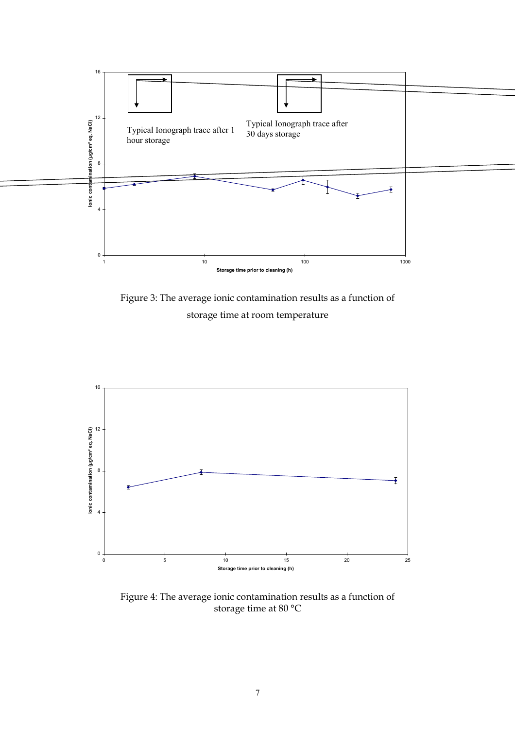Typical Ionograph trace after 1 hour storage

Typical Ionograph trace after 30 days storage

Figure 3: The average ionic contamination results as a function of storage time at room temperature

Figure 4: The average ionic contamination results as a function of storage time at 80 °C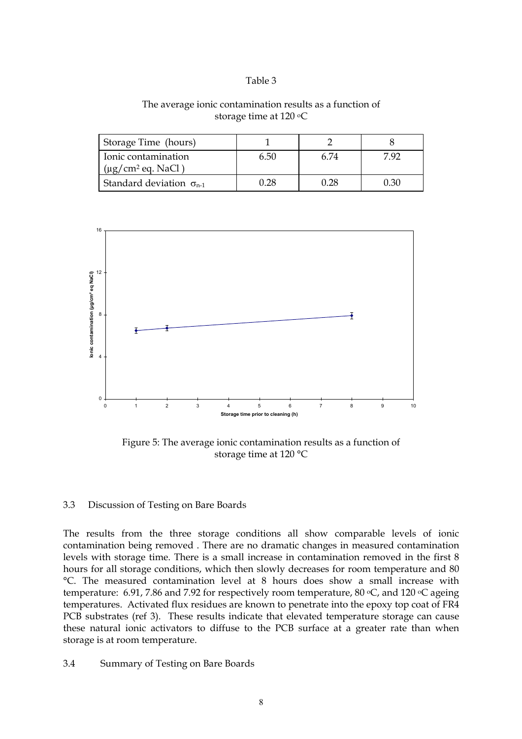Table 3

The average ionic contamination results as a function of storage time at 120 °C

| Storage Time (hours) | 1 | 2 | 8 |
|---|---|---|---|
| Ionic contamination ($\mu g/cm^2$ eq. NaCl ) | 6.50 | 6.74 | 7.92 |
| Standard deviation $\sigma_{n-1}$ | 0.28 | 0.28 | 0.30 |

Figure 5: The average ionic contamination results as a function of storage time at 120 °C

### 3.3 Discussion of Testing on Bare Boards

The results from the three storage conditions all show comparable levels of ionic contamination being removed . There are no dramatic changes in measured contamination levels with storage time. There is a small increase in contamination removed in the first 8 hours for all storage conditions, which then slowly decreases for room temperature and 80 °C. The measured contamination level at 8 hours does show a small increase with temperature: 6.91, 7.86 and 7.92 for respectively room temperature, 80 °C, and 120 °C ageing temperatures. Activated flux residues are known to penetrate into the epoxy top coat of FR4 PCB substrates (ref 3). These results indicate that elevated temperature storage can cause these natural ionic activators to diffuse to the PCB surface at a greater rate than when storage is at room temperature.

### 3.4 Summary of Testing on Bare Boards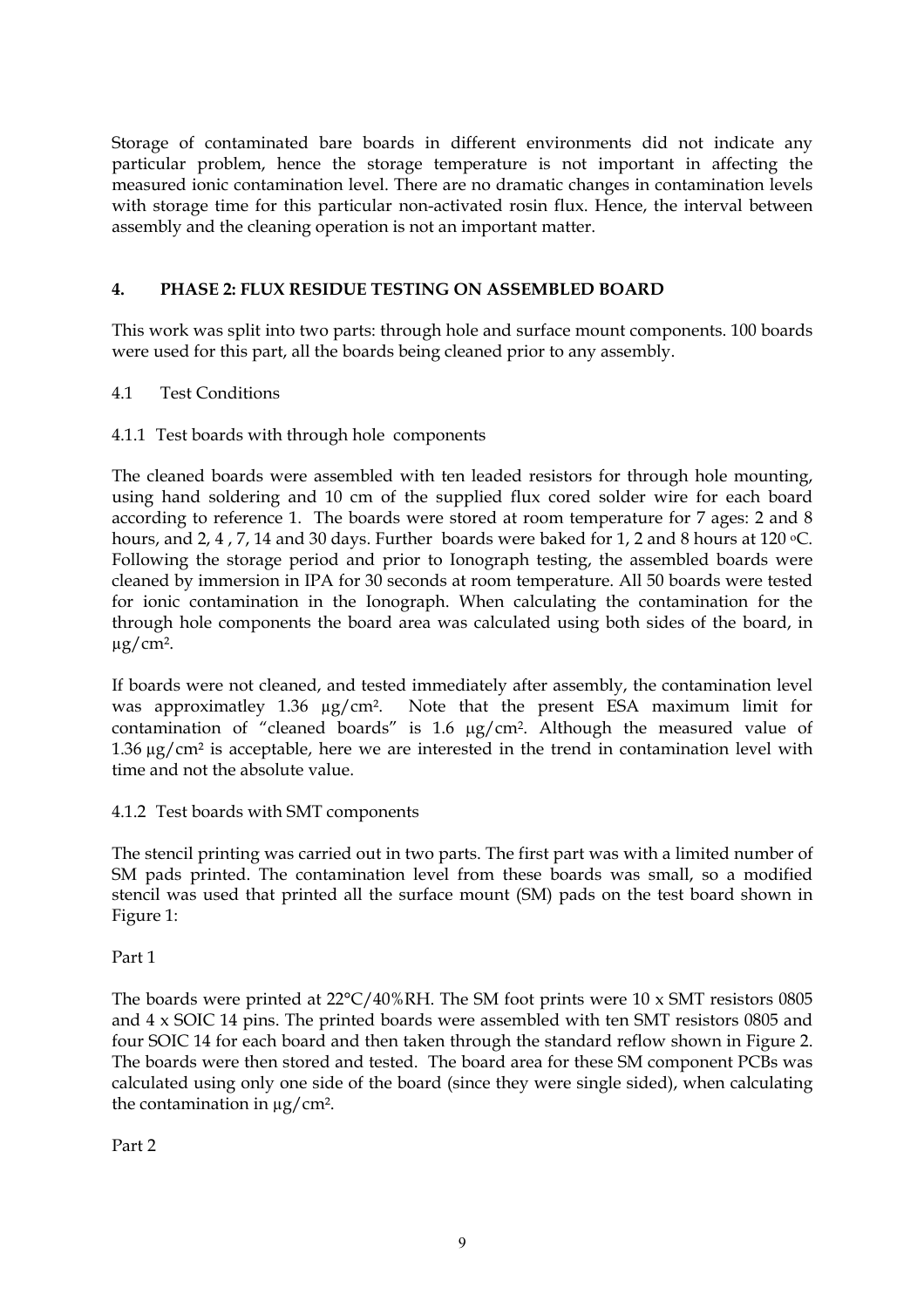Storage of contaminated bare boards in different environments did not indicate any particular problem, hence the storage temperature is not important in affecting the measured ionic contamination level. There are no dramatic changes in contamination levels with storage time for this particular non-activated rosin flux. Hence, the interval between assembly and the cleaning operation is not an important matter.

## 4. PHASE 2: FLUX RESIDUE TESTING ON ASSEMBLED BOARD

This work was split into two parts: through hole and surface mount components. 100 boards were used for this part, all the boards being cleaned prior to any assembly.

### 4.1 Test Conditions

#### 4.1.1 Test boards with through hole components

The cleaned boards were assembled with ten leaded resistors for through hole mounting, using hand soldering and 10 cm of the supplied flux cored solder wire for each board according to reference 1. The boards were stored at room temperature for 7 ages: 2 and 8 hours, and 2, 4 , 7, 14 and 30 days. Further boards were baked for 1, 2 and 8 hours at 120 °C. Following the storage period and prior to Ionograph testing, the assembled boards were cleaned by immersion in IPA for 30 seconds at room temperature. All 50 boards were tested for ionic contamination in the Ionograph. When calculating the contamination for the through hole components the board area was calculated using both sides of the board, in µg/cm².

If boards were not cleaned, and tested immediately after assembly, the contamination level was approximatley 1.36 µg/cm². Note that the present ESA maximum limit for contamination of "cleaned boards" is 1.6 µg/cm². Although the measured value of 1.36 µg/cm² is acceptable, here we are interested in the trend in contamination level with time and not the absolute value.

#### 4.1.2 Test boards with SMT components

The stencil printing was carried out in two parts. The first part was with a limited number of SM pads printed. The contamination level from these boards was small, so a modified stencil was used that printed all the surface mount (SM) pads on the test board shown in Figure 1:

Part 1

The boards were printed at 22°C/40%RH. The SM foot prints were 10 x SMT resistors 0805 and 4 x SOIC 14 pins. The printed boards were assembled with ten SMT resistors 0805 and four SOIC 14 for each board and then taken through the standard reflow shown in Figure 2. The boards were then stored and tested. The board area for these SM component PCBs was calculated using only one side of the board (since they were single sided), when calculating the contamination in µg/cm².

Part 2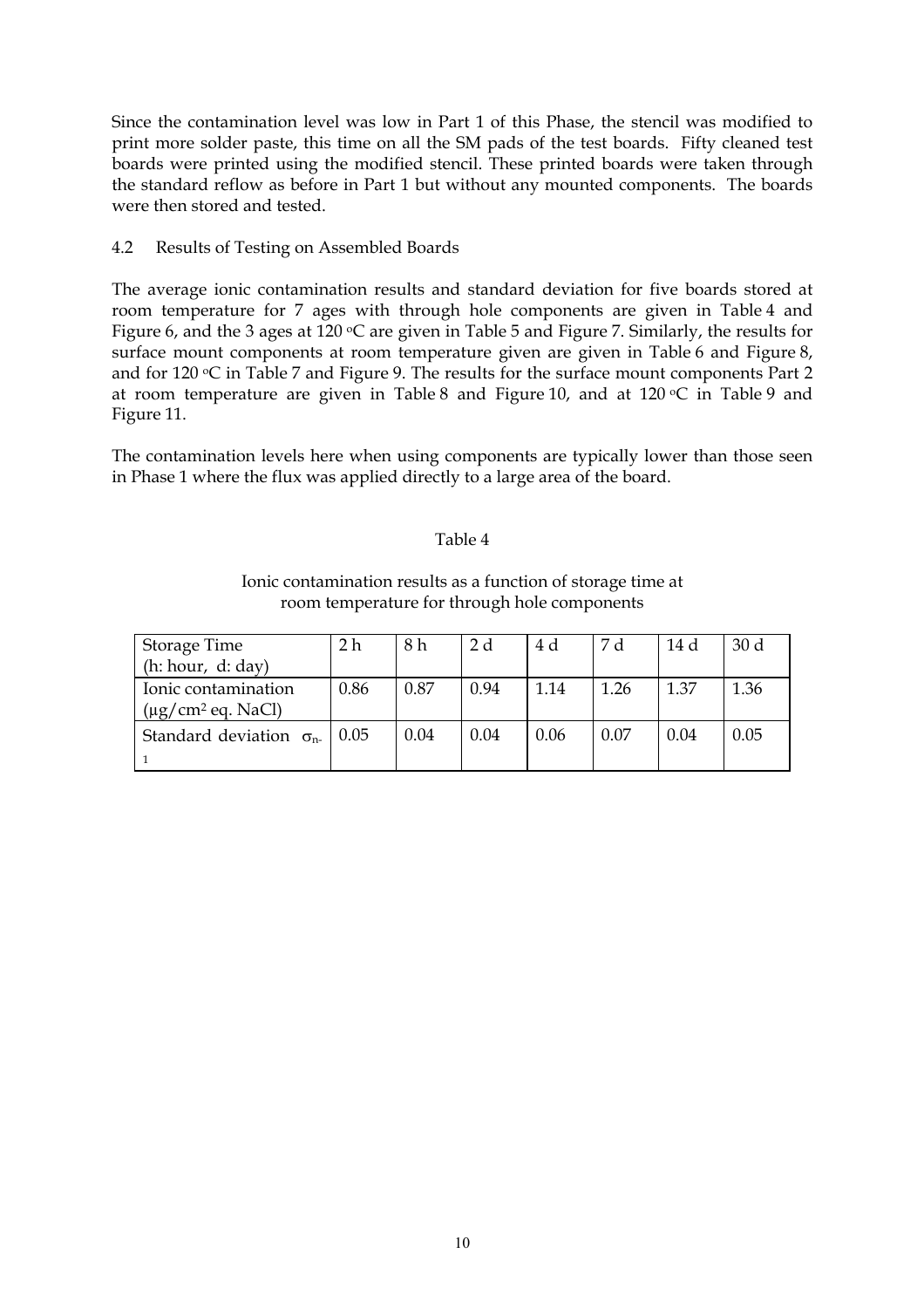Since the contamination level was low in Part 1 of this Phase, the stencil was modified to print more solder paste, this time on all the SM pads of the test boards. Fifty cleaned test boards were printed using the modified stencil. These printed boards were taken through the standard reflow as before in Part 1 but without any mounted components. The boards were then stored and tested.

## 4.2 Results of Testing on Assembled Boards

The average ionic contamination results and standard deviation for five boards stored at room temperature for 7 ages with through hole components are given in Table 4 and Figure 6, and the 3 ages at 120 °C are given in Table 5 and Figure 7. Similarly, the results for surface mount components at room temperature given are given in Table 6 and Figure 8, and for 120 °C in Table 7 and Figure 9. The results for the surface mount components Part 2 at room temperature are given in Table 8 and Figure 10, and at 120 °C in Table 9 and Figure 11.

The contamination levels here when using components are typically lower than those seen in Phase 1 where the flux was applied directly to a large area of the board.

Table 4

Ionic contamination results as a function of storage time at room temperature for through hole components

| Storage Time (h: hour, d: day) | 2 h | 8 h | 2 d | 4 d | 7 d | 14 d | 30 d |
|---|---|---|---|---|---|---|---|
| Ionic contamination (μg/cm² eq. NaCl) | 0.86 | 0.87 | 0.94 | 1.14 | 1.26 | 1.37 | 1.36 |
| Standard deviation $\sigma_{n-1}$ | 0.05 | 0.04 | 0.04 | 0.06 | 0.07 | 0.04 | 0.05 |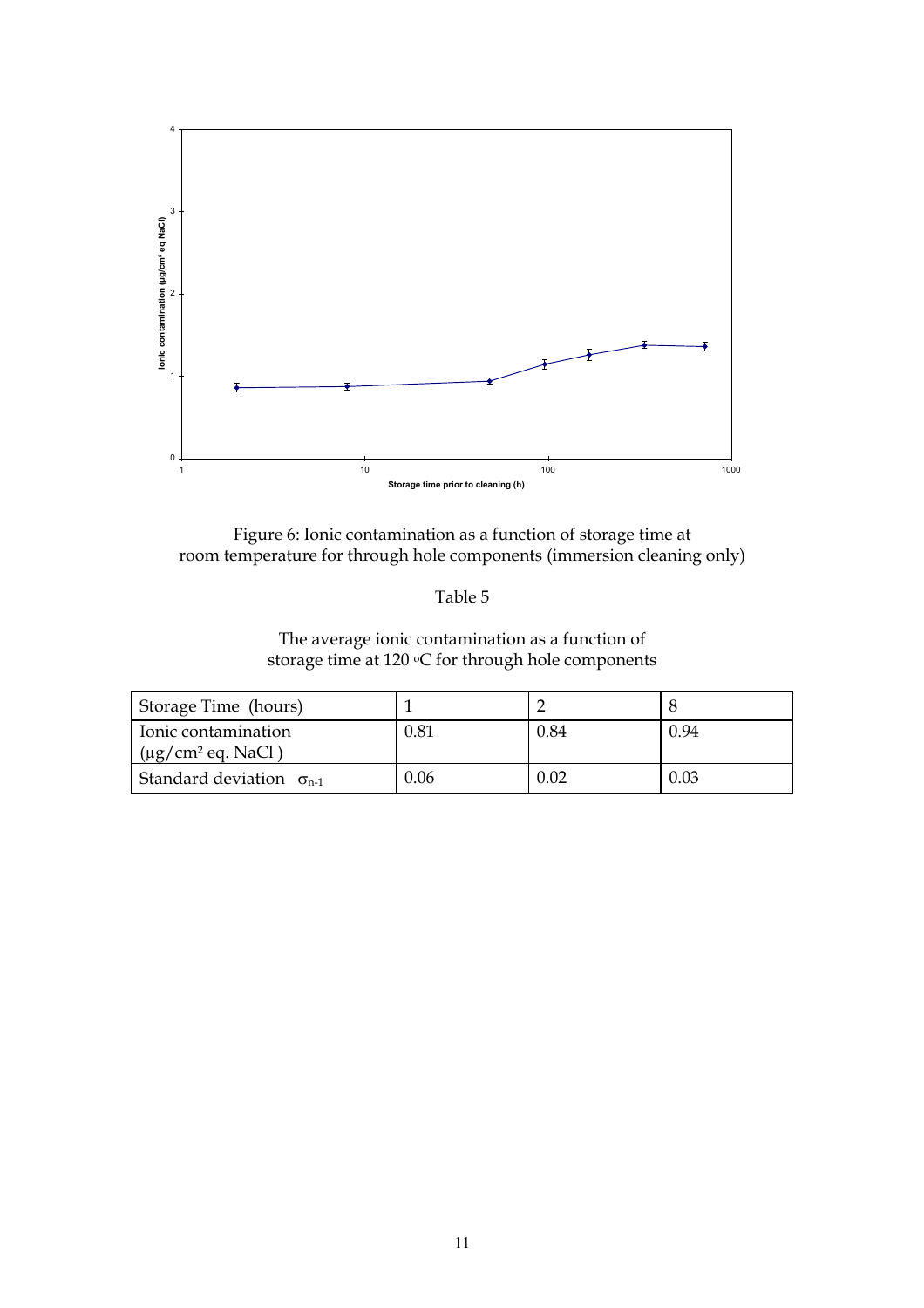Figure 6: Ionic contamination as a function of storage time at room temperature for through hole components (immersion cleaning only)

Table 5

The average ionic contamination as a function of storage time at 120 °C for through hole components

| Storage Time (hours) | 1 | 2 | 8 |
|---|---|---|---|
| Ionic contamination (µg/cm² eq. NaCl ) | 0.81 | 0.84 | 0.94 |
| Standard deviation $\sigma_{n-1}$ | 0.06 | 0.02 | 0.03 |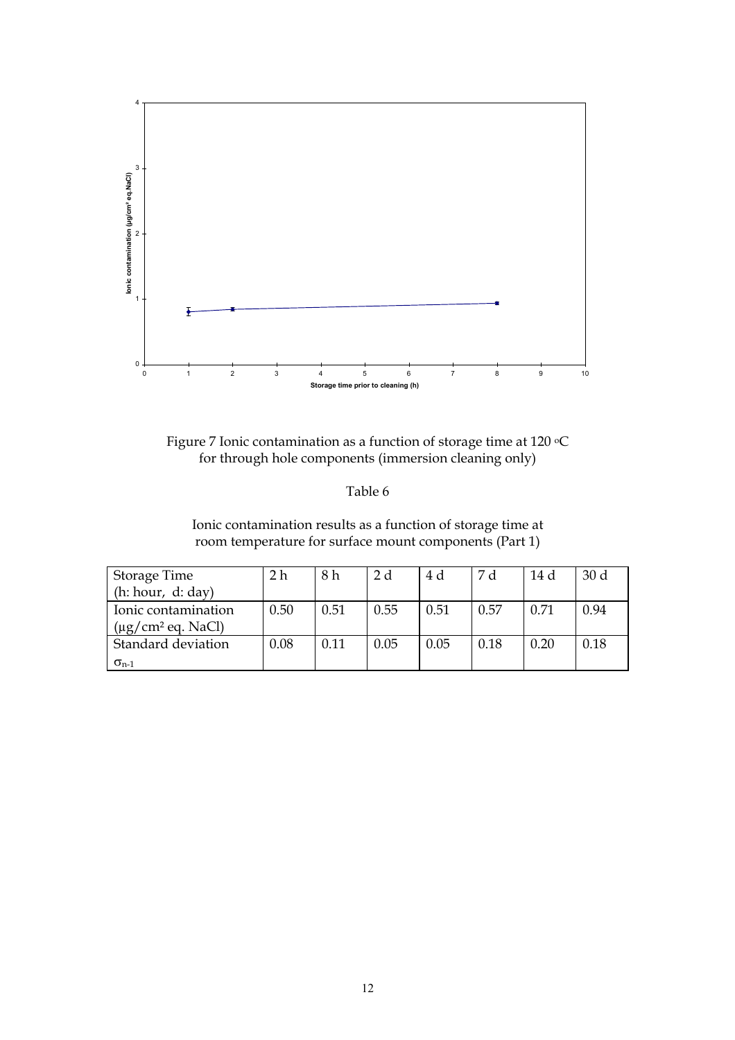Figure 7 Ionic contamination as a function of storage time at 120 °C for through hole components (immersion cleaning only)

Table 6

Ionic contamination results as a function of storage time at room temperature for surface mount components (Part 1)

| Storage Time (h: hour, d: day) | 2 h | 8 h | 2 d | 4 d | 7 d | 14 d | 30 d |
|---|---|---|---|---|---|---|---|
| Ionic contamination (μg/cm² eq. NaCl) | 0.50 | 0.51 | 0.55 | 0.51 | 0.57 | 0.71 | 0.94 |
| Standard deviation $\sigma_{n-1}$ | 0.08 | 0.11 | 0.05 | 0.05 | 0.18 | 0.20 | 0.18 |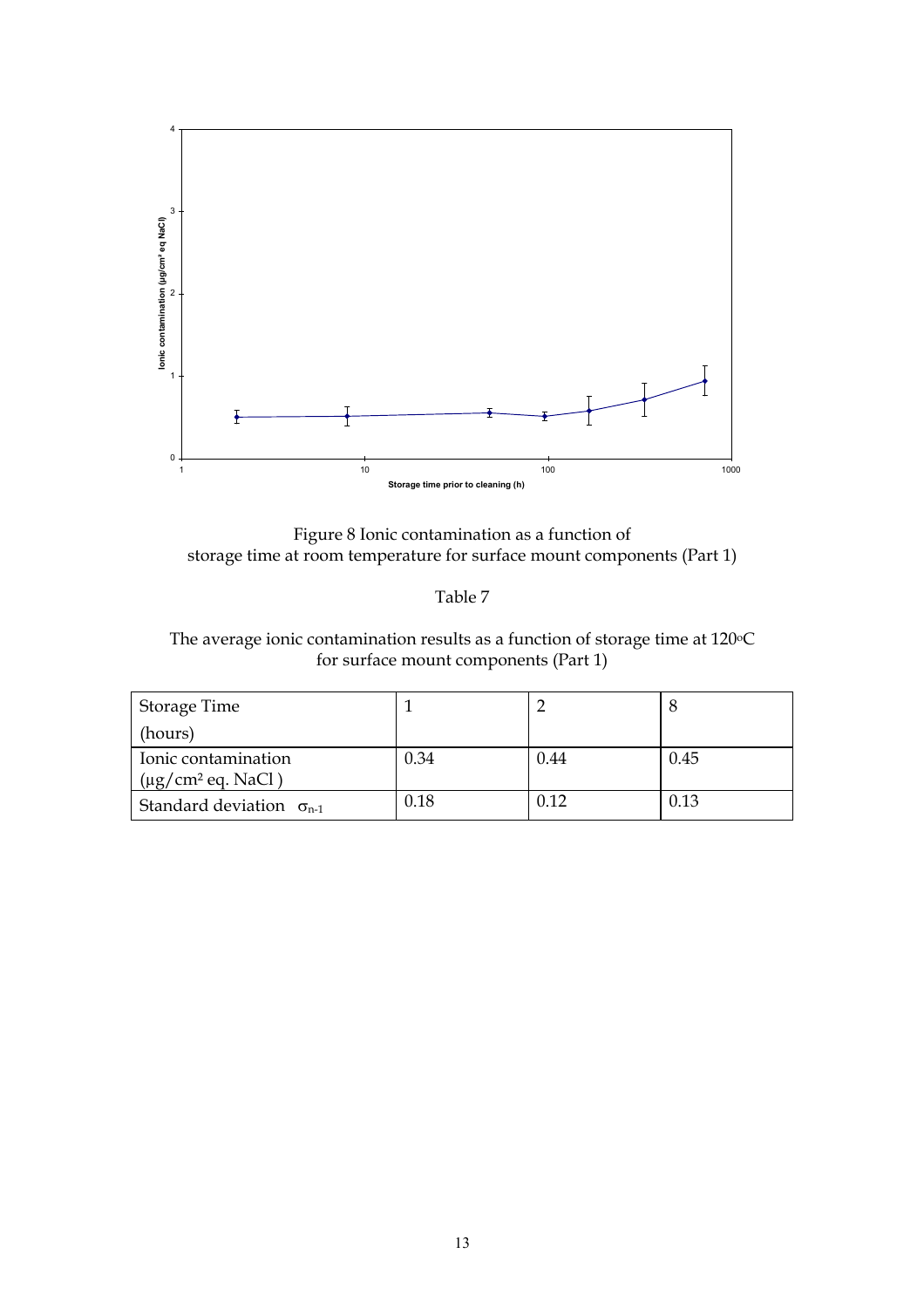Figure 8 Ionic contamination as a function of storage time at room temperature for surface mount components (Part 1)

Table 7

The average ionic contamination results as a function of storage time at 120°C for surface mount components (Part 1)

| Storage Time (hours) | 1 | 2 | 8 |
|---|---|---|---|
| Ionic contamination (µg/cm² eq. NaCl ) | 0.34 | 0.44 | 0.45 |
| Standard deviation $\sigma_{n-1}$ | 0.18 | 0.12 | 0.13 |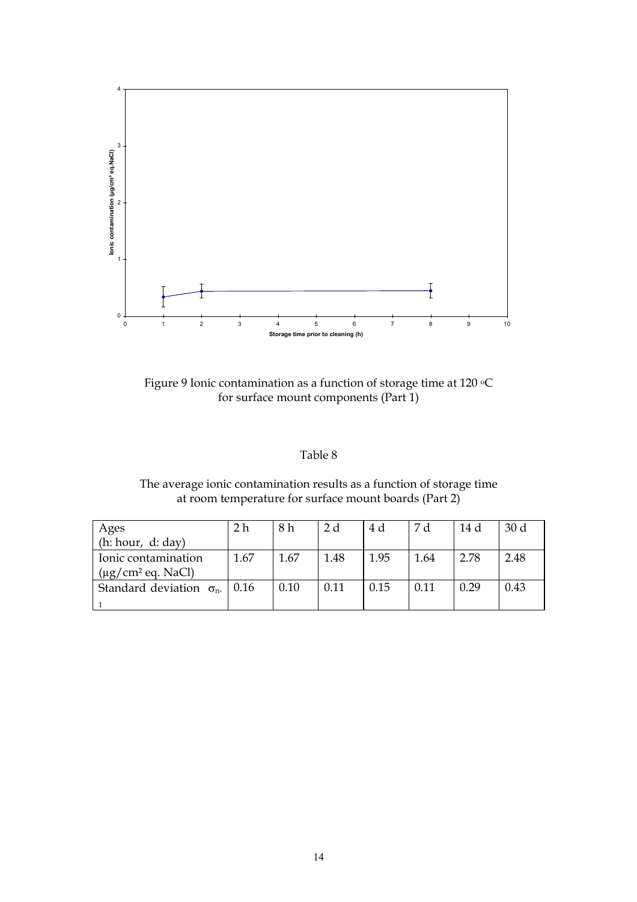Figure 9 Ionic contamination as a function of storage time at 120 °C for surface mount components (Part 1)

Table 8

The average ionic contamination results as a function of storage time at room temperature for surface mount boards (Part 2)

| Ages (h: hour, d: day) | 2 h | 8 h | 2 d | 4 d | 7 d | 14 d | 30 d |
|---|---|---|---|---|---|---|---|
| Ionic contamination (μg/cm² eq. NaCl) | 1.67 | 1.67 | 1.48 | 1.95 | 1.64 | 2.78 | 2.48 |
| Standard deviation $\sigma_{n-1}$ | 0.16 | 0.10 | 0.11 | 0.15 | 0.11 | 0.29 | 0.43 |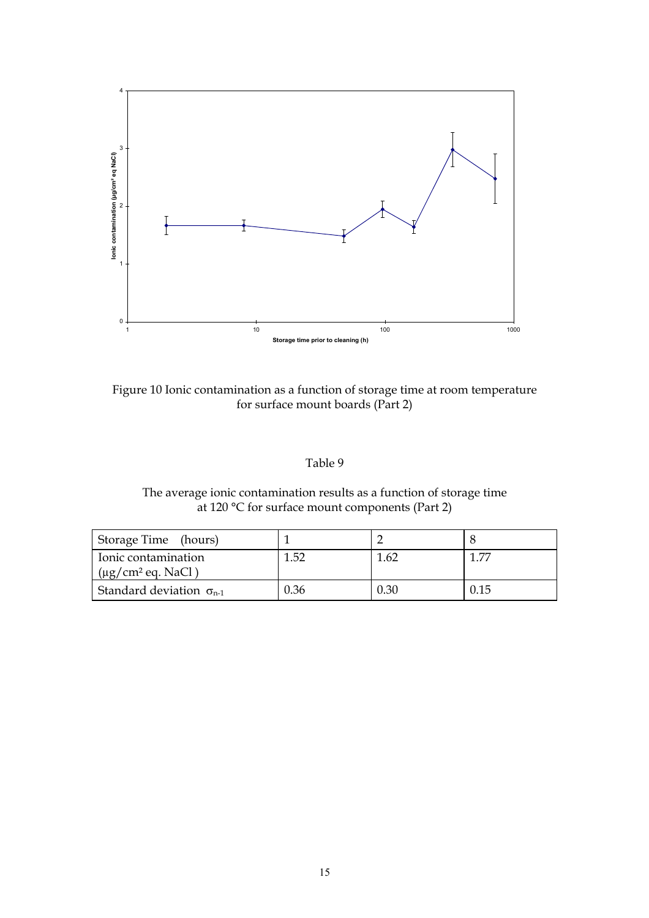Figure 10 Ionic contamination as a function of storage time at room temperature for surface mount boards (Part 2)

Table 9

The average ionic contamination results as a function of storage time at 120 °C for surface mount components (Part 2)

| Storage Time (hours) | 1 | 2 | 8 |
|---|---|---|---|
| Ionic contamination ($\mu g/cm^2$ eq. NaCl ) | 1.52 | 1.62 | 1.77 |
| Standard deviation $\sigma_{n-1}$ | 0.36 | 0.30 | 0.15 |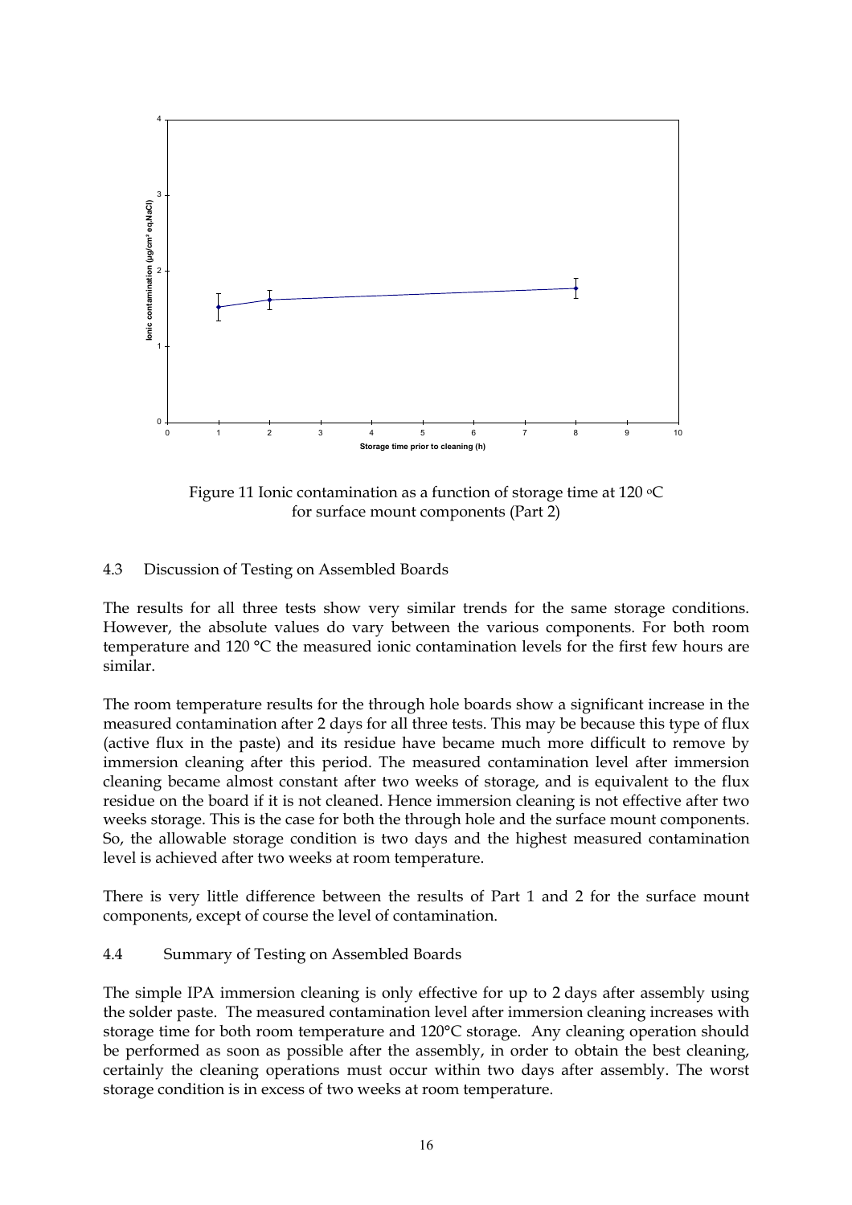Figure 11 Ionic contamination as a function of storage time at 120 °C for surface mount components (Part 2)

## 4.3 Discussion of Testing on Assembled Boards

The results for all three tests show very similar trends for the same storage conditions. However, the absolute values do vary between the various components. For both room temperature and 120 °C the measured ionic contamination levels for the first few hours are similar.

The room temperature results for the through hole boards show a significant increase in the measured contamination after 2 days for all three tests. This may be because this type of flux (active flux in the paste) and its residue have became much more difficult to remove by immersion cleaning after this period. The measured contamination level after immersion cleaning became almost constant after two weeks of storage, and is equivalent to the flux residue on the board if it is not cleaned. Hence immersion cleaning is not effective after two weeks storage. This is the case for both the through hole and the surface mount components. So, the allowable storage condition is two days and the highest measured contamination level is achieved after two weeks at room temperature.

There is very little difference between the results of Part 1 and 2 for the surface mount components, except of course the level of contamination.

## 4.4 Summary of Testing on Assembled Boards

The simple IPA immersion cleaning is only effective for up to 2 days after assembly using the solder paste. The measured contamination level after immersion cleaning increases with storage time for both room temperature and 120°C storage. Any cleaning operation should be performed as soon as possible after the assembly, in order to obtain the best cleaning, certainly the cleaning operations must occur within two days after assembly. The worst storage condition is in excess of two weeks at room temperature.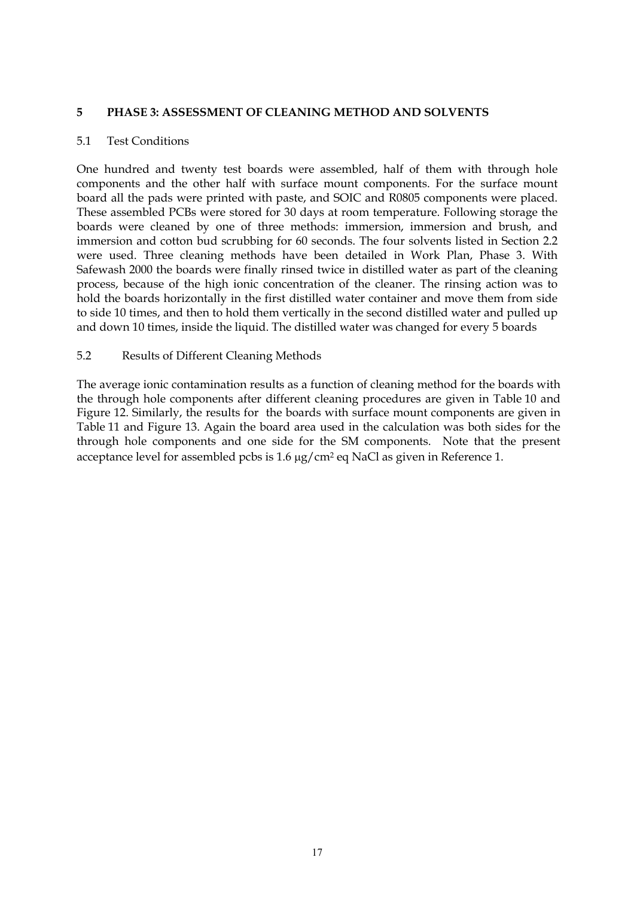## 5 PHASE 3: ASSESSMENT OF CLEANING METHOD AND SOLVENTS

### 5.1 Test Conditions

One hundred and twenty test boards were assembled, half of them with through hole components and the other half with surface mount components. For the surface mount board all the pads were printed with paste, and SOIC and R0805 components were placed. These assembled PCBs were stored for 30 days at room temperature. Following storage the boards were cleaned by one of three methods: immersion, immersion and brush, and immersion and cotton bud scrubbing for 60 seconds. The four solvents listed in Section 2.2 were used. Three cleaning methods have been detailed in Work Plan, Phase 3. With Safewash 2000 the boards were finally rinsed twice in distilled water as part of the cleaning process, because of the high ionic concentration of the cleaner. The rinsing action was to hold the boards horizontally in the first distilled water container and move them from side to side 10 times, and then to hold them vertically in the second distilled water and pulled up and down 10 times, inside the liquid. The distilled water was changed for every 5 boards

### 5.2 Results of Different Cleaning Methods

The average ionic contamination results as a function of cleaning method for the boards with the through hole components after different cleaning procedures are given in Table 10 and Figure 12. Similarly, the results for the boards with surface mount components are given in Table 11 and Figure 13. Again the board area used in the calculation was both sides for the through hole components and one side for the SM components. Note that the present acceptance level for assembled pcbs is 1.6 $\mu g/cm^2$ eq NaCl as given in Reference 1.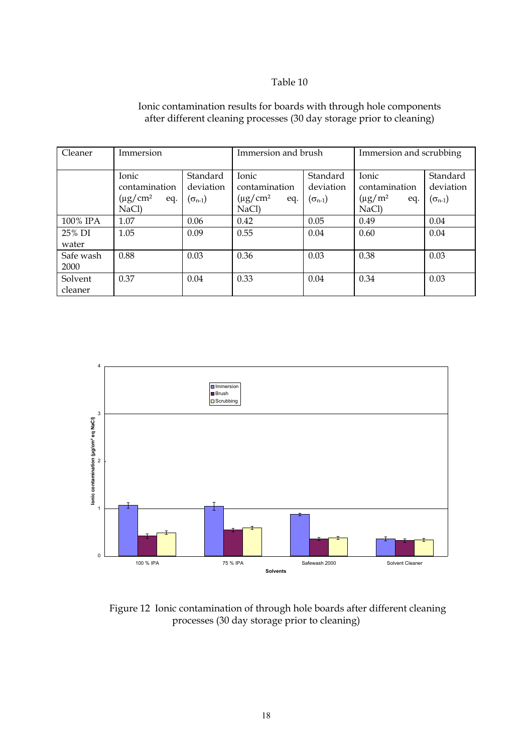Table 10

Ionic contamination results for boards with through hole components after different cleaning processes (30 day storage prior to cleaning)

| Cleaner | Immersion | | Immersion and brush | | Immersion and scrubbing | |
|---|---|---|---|---|---|---|
| | Ionic contamination (μg/cm² eq. NaCl) | Standard deviation ($\sigma_{n-1}$) | Ionic contamination (μg/cm² eq. NaCl) | Standard deviation ($\sigma_{n-1}$) | Ionic contamination (μg/m² eq. NaCl) | Standard deviation ($\sigma_{n-1}$) |
| 100% IPA | 1.07 | 0.06 | 0.42 | 0.05 | 0.49 | 0.04 |
| 25% DI water | 1.05 | 0.09 | 0.55 | 0.04 | 0.60 | 0.04 |
| Safe wash 2000 | 0.88 | 0.03 | 0.36 | 0.03 | 0.38 | 0.03 |
| Solvent cleaner | 0.37 | 0.04 | 0.33 | 0.04 | 0.34 | 0.03 |

Figure 12 Ionic contamination of through hole boards after different cleaning processes (30 day storage prior to cleaning)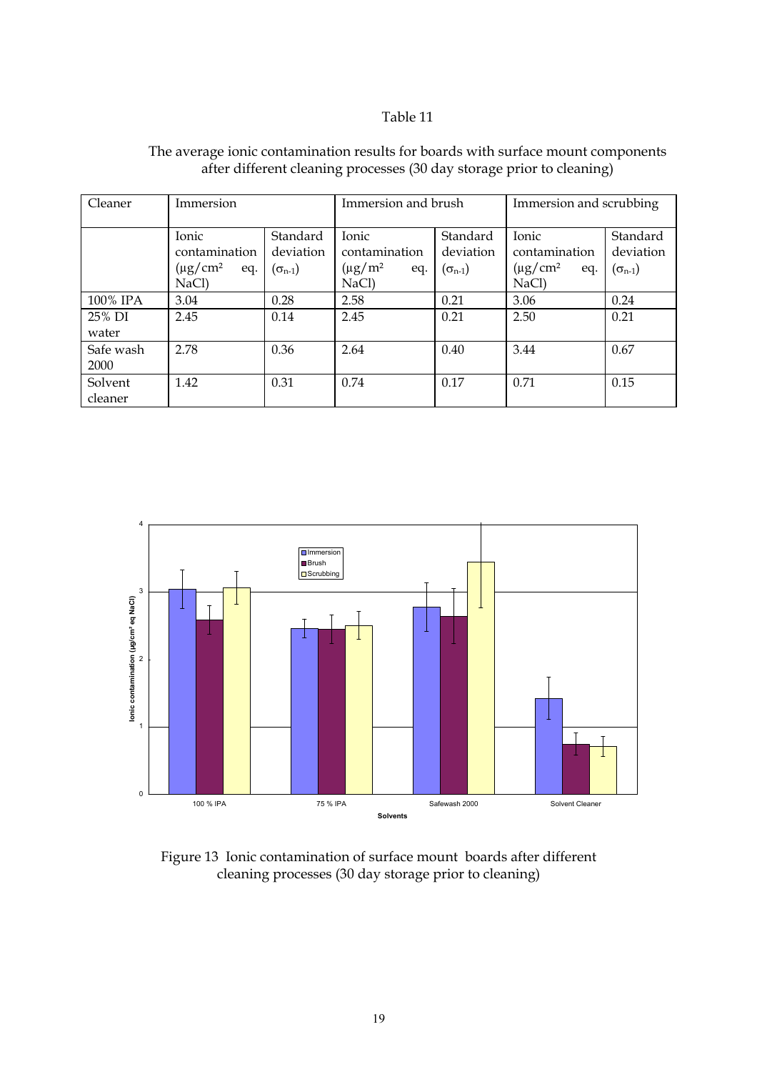Table 11

The average ionic contamination results for boards with surface mount components after different cleaning processes (30 day storage prior to cleaning)

| Cleaner | Immersion | | Immersion and brush | | Immersion and scrubbing | |
|---|---|---|---|---|---|---|
| | Ionic contamination ($\mu g/cm^2$ eq. NaCl) | Standard deviation ($\sigma_{n-1}$) | Ionic contamination ($\mu g/m^2$ eq. NaCl) | Standard deviation ($\sigma_{n-1}$) | Ionic contamination ($\mu g/cm^2$ eq. NaCl) | Standard deviation ($\sigma_{n-1}$) |
| 100% IPA | 3.04 | 0.28 | 2.58 | 0.21 | 3.06 | 0.24 |
| 25% DI water | 2.45 | 0.14 | 2.45 | 0.21 | 2.50 | 0.21 |
| Safe wash 2000 | 2.78 | 0.36 | 2.64 | 0.40 | 3.44 | 0.67 |
| Solvent cleaner | 1.42 | 0.31 | 0.74 | 0.17 | 0.71 | 0.15 |

Figure 13 Ionic contamination of surface mount boards after different cleaning processes (30 day storage prior to cleaning)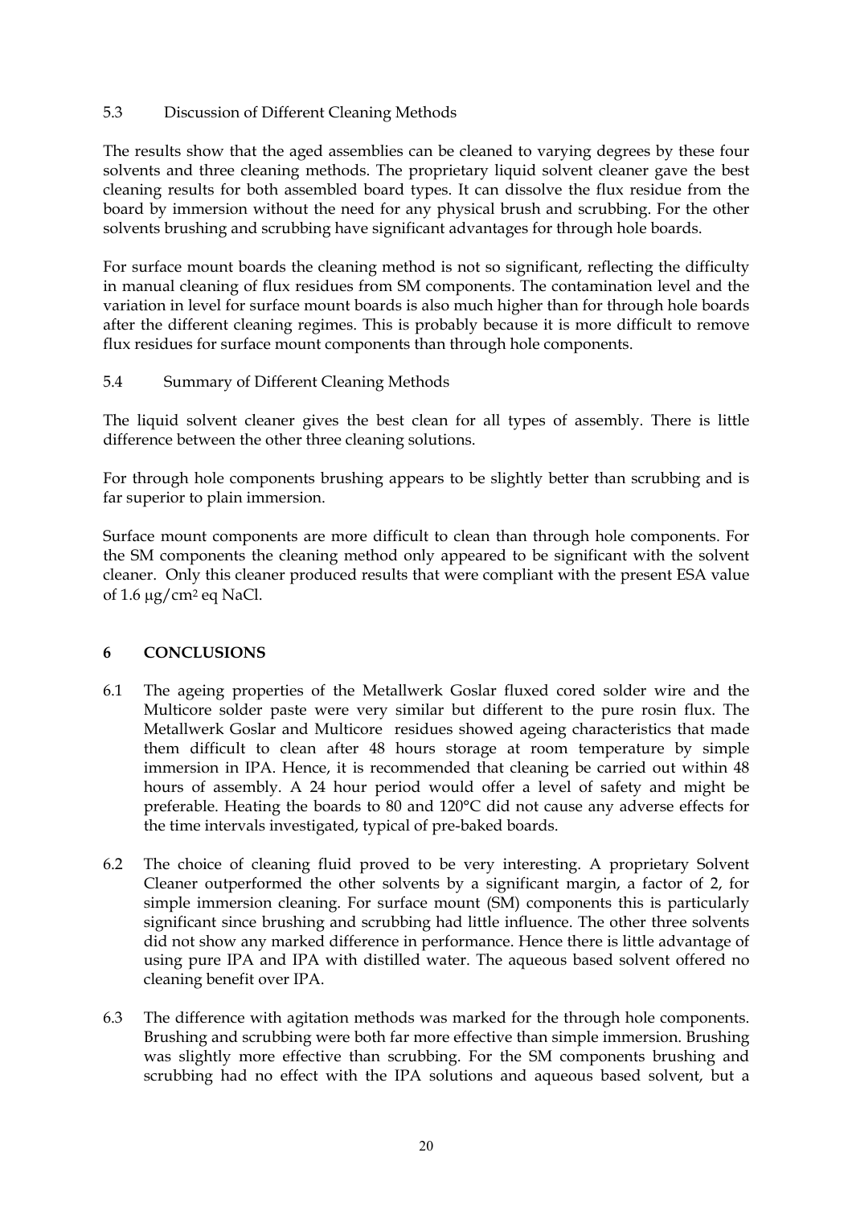### 5.3 Discussion of Different Cleaning Methods

The results show that the aged assemblies can be cleaned to varying degrees by these four solvents and three cleaning methods. The proprietary liquid solvent cleaner gave the best cleaning results for both assembled board types. It can dissolve the flux residue from the board by immersion without the need for any physical brush and scrubbing. For the other solvents brushing and scrubbing have significant advantages for through hole boards.

For surface mount boards the cleaning method is not so significant, reflecting the difficulty in manual cleaning of flux residues from SM components. The contamination level and the variation in level for surface mount boards is also much higher than for through hole boards after the different cleaning regimes. This is probably because it is more difficult to remove flux residues for surface mount components than through hole components.

### 5.4 Summary of Different Cleaning Methods

The liquid solvent cleaner gives the best clean for all types of assembly. There is little difference between the other three cleaning solutions.

For through hole components brushing appears to be slightly better than scrubbing and is far superior to plain immersion.

Surface mount components are more difficult to clean than through hole components. For the SM components the cleaning method only appeared to be significant with the solvent cleaner. Only this cleaner produced results that were compliant with the present ESA value of 1.6 μg/cm$^2$ eq NaCl.

## 6 CONCLUSIONS

6.1 The ageing properties of the Metallwerk Goslar fluxed cored solder wire and the Multicore solder paste were very similar but different to the pure rosin flux. The Metallwerk Goslar and Multicore residues showed ageing characteristics that made them difficult to clean after 48 hours storage at room temperature by simple immersion in IPA. Hence, it is recommended that cleaning be carried out within 48 hours of assembly. A 24 hour period would offer a level of safety and might be preferable. Heating the boards to 80 and 120°C did not cause any adverse effects for the time intervals investigated, typical of pre-baked boards.

6.2 The choice of cleaning fluid proved to be very interesting. A proprietary Solvent Cleaner outperformed the other solvents by a significant margin, a factor of 2, for simple immersion cleaning. For surface mount (SM) components this is particularly significant since brushing and scrubbing had little influence. The other three solvents did not show any marked difference in performance. Hence there is little advantage of using pure IPA and IPA with distilled water. The aqueous based solvent offered no cleaning benefit over IPA.

6.3 The difference with agitation methods was marked for the through hole components. Brushing and scrubbing were both far more effective than simple immersion. Brushing was slightly more effective than scrubbing. For the SM components brushing and scrubbing had no effect with the IPA solutions and aqueous based solvent, but a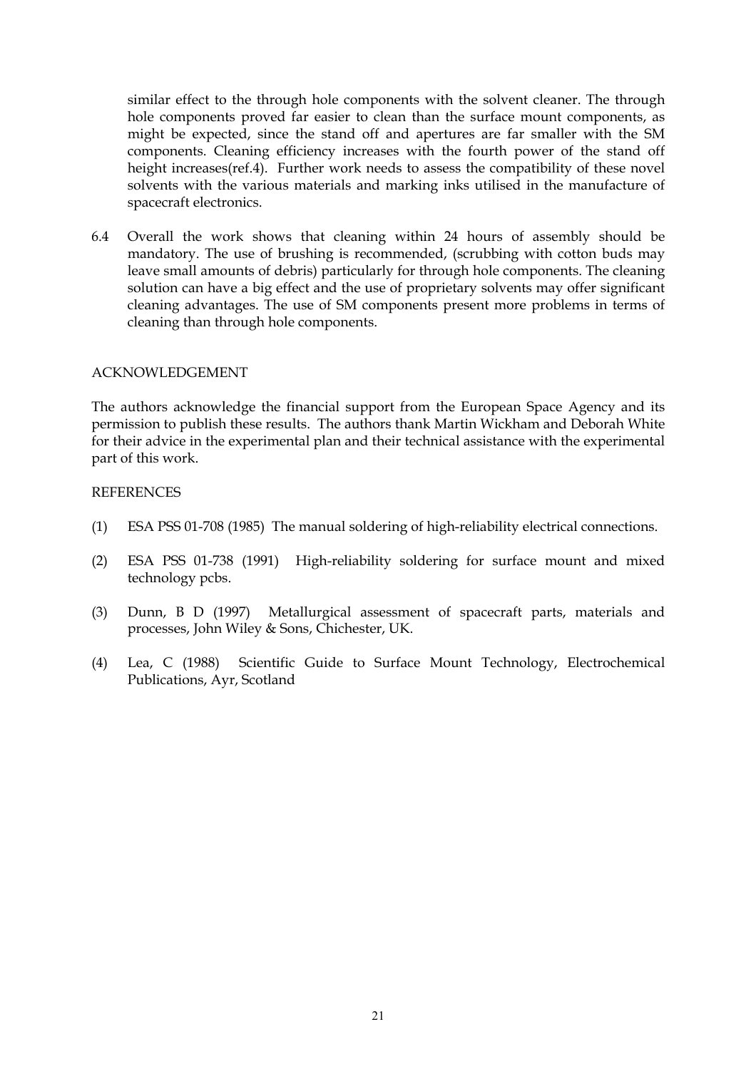similar effect to the through hole components with the solvent cleaner. The through hole components proved far easier to clean than the surface mount components, as might be expected, since the stand off and apertures are far smaller with the SM components. Cleaning efficiency increases with the fourth power of the stand off height increases(ref.4). Further work needs to assess the compatibility of these novel solvents with the various materials and marking inks utilised in the manufacture of spacecraft electronics.

6.4 Overall the work shows that cleaning within 24 hours of assembly should be mandatory. The use of brushing is recommended, (scrubbing with cotton buds may leave small amounts of debris) particularly for through hole components. The cleaning solution can have a big effect and the use of proprietary solvents may offer significant cleaning advantages. The use of SM components present more problems in terms of cleaning than through hole components.

ACKNOWLEDGEMENT

The authors acknowledge the financial support from the European Space Agency and its permission to publish these results. The authors thank Martin Wickham and Deborah White for their advice in the experimental plan and their technical assistance with the experimental part of this work.

REFERENCES

(1) ESA PSS 01-708 (1985) The manual soldering of high-reliability electrical connections.

(2) ESA PSS 01-738 (1991) High-reliability soldering for surface mount and mixed technology pcbs.

(3) Dunn, B D (1997) Metallurgical assessment of spacecraft parts, materials and processes, John Wiley & Sons, Chichester, UK.

(4) Lea, C (1988) Scientific Guide to Surface Mount Technology, Electrochemical Publications, Ayr, Scotland